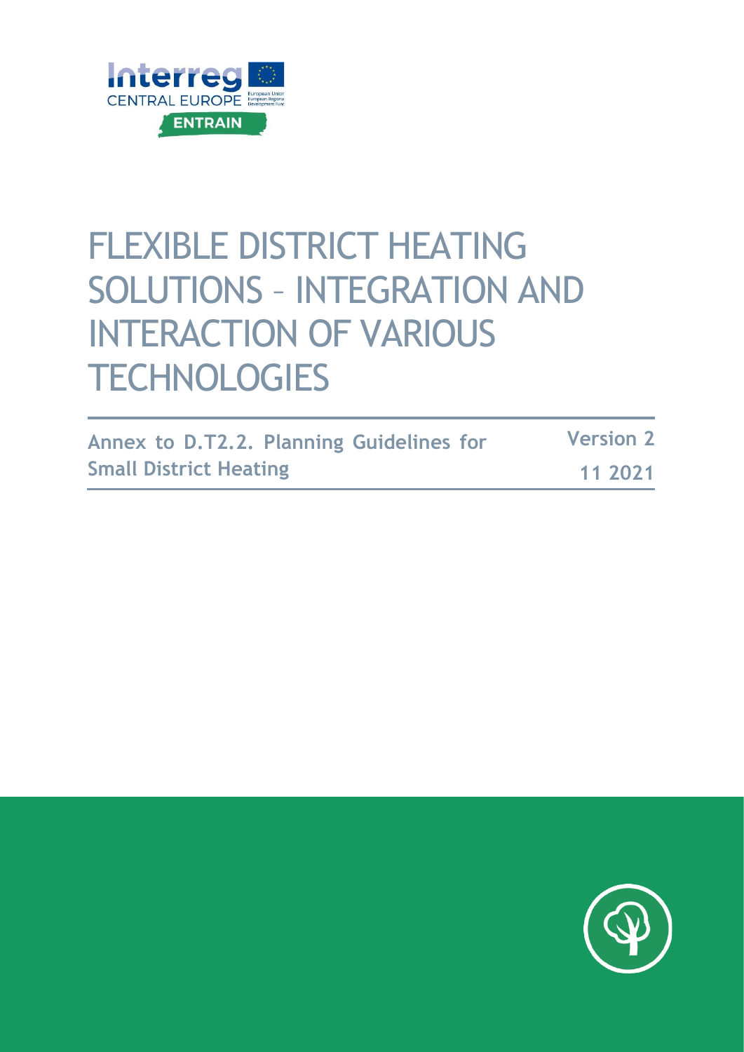Interreg CENTRAL EUROPE

ENTRAIN

# FLEXIBLE DISTRICT HEATING SOLUTIONS – INTEGRATION AND INTERACTION OF VARIOUS TECHNOLOGIES

**Annex to D.T2.2. Planning Guidelines for Small District Heating**

**Version 2**

**11 2021**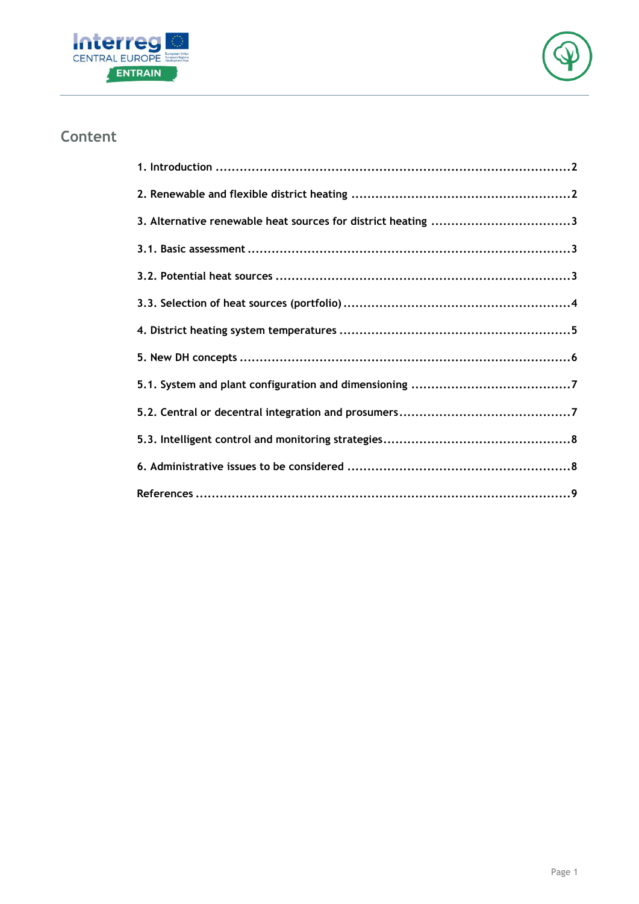# Content

1. Introduction ........................................................................................2

2. Renewable and flexible district heating .......................................................2

3. Alternative renewable heat sources for district heating ..................................3

3.1. Basic assessment ................................................................................3

3.2. Potential heat sources ..........................................................................3

3.3. Selection of heat sources (portfolio) .........................................................4

4. District heating system temperatures .........................................................5

5. New DH concepts ..................................................................................6

5.1. System and plant configuration and dimensioning ........................................7

5.2. Central or decentral integration and prosumers ...........................................7

5.3. Intelligent control and monitoring strategies ...............................................8

6. Administrative issues to be considered .......................................................8

References ..............................................................................................9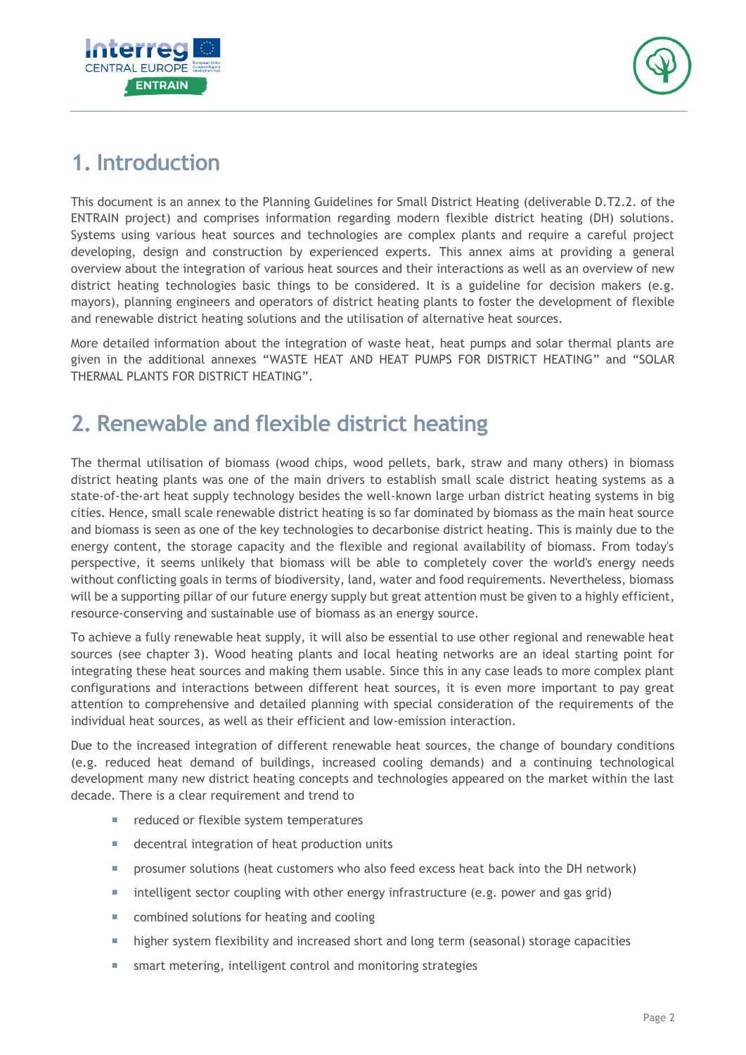# 1. Introduction

This document is an annex to the Planning Guidelines for Small District Heating (deliverable D.T2.2. of the ENTRAIN project) and comprises information regarding modern flexible district heating (DH) solutions. Systems using various heat sources and technologies are complex plants and require a careful project developing, design and construction by experienced experts. This annex aims at providing a general overview about the integration of various heat sources and their interactions as well as an overview of new district heating technologies basic things to be considered. It is a guideline for decision makers (e.g. mayors), planning engineers and operators of district heating plants to foster the development of flexible and renewable district heating solutions and the utilisation of alternative heat sources.

More detailed information about the integration of waste heat, heat pumps and solar thermal plants are given in the additional annexes "WASTE HEAT AND HEAT PUMPS FOR DISTRICT HEATING" and "SOLAR THERMAL PLANTS FOR DISTRICT HEATING".

# 2. Renewable and flexible district heating

The thermal utilisation of biomass (wood chips, wood pellets, bark, straw and many others) in biomass district heating plants was one of the main drivers to establish small scale district heating systems as a state-of-the-art heat supply technology besides the well-known large urban district heating systems in big cities. Hence, small scale renewable district heating is so far dominated by biomass as the main heat source and biomass is seen as one of the key technologies to decarbonise district heating. This is mainly due to the energy content, the storage capacity and the flexible and regional availability of biomass. From today's perspective, it seems unlikely that biomass will be able to completely cover the world's energy needs without conflicting goals in terms of biodiversity, land, water and food requirements. Nevertheless, biomass will be a supporting pillar of our future energy supply but great attention must be given to a highly efficient, resource-conserving and sustainable use of biomass as an energy source.

To achieve a fully renewable heat supply, it will also be essential to use other regional and renewable heat sources (see chapter 3). Wood heating plants and local heating networks are an ideal starting point for integrating these heat sources and making them usable. Since this in any case leads to more complex plant configurations and interactions between different heat sources, it is even more important to pay great attention to comprehensive and detailed planning with special consideration of the requirements of the individual heat sources, as well as their efficient and low-emission interaction.

Due to the increased integration of different renewable heat sources, the change of boundary conditions (e.g. reduced heat demand of buildings, increased cooling demands) and a continuing technological development many new district heating concepts and technologies appeared on the market within the last decade. There is a clear requirement and trend to

- reduced or flexible system temperatures
- decentral integration of heat production units
- prosumer solutions (heat customers who also feed excess heat back into the DH network)
- intelligent sector coupling with other energy infrastructure (e.g. power and gas grid)
- combined solutions for heating and cooling
- higher system flexibility and increased short and long term (seasonal) storage capacities
- smart metering, intelligent control and monitoring strategies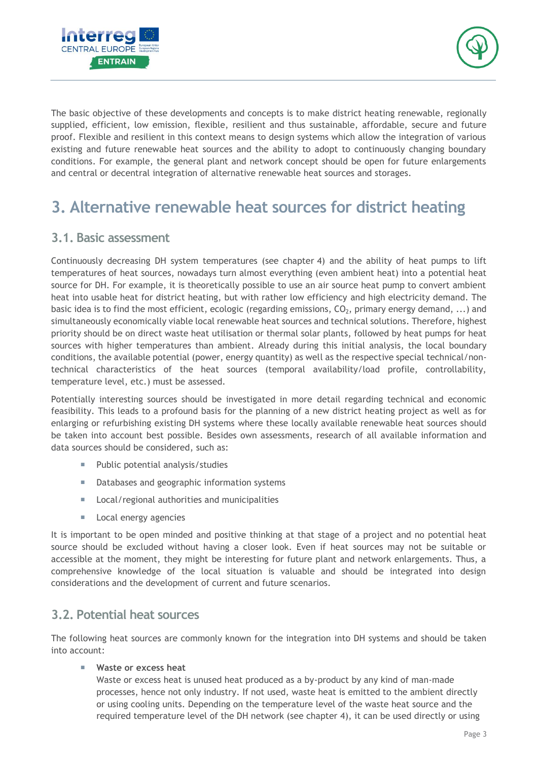The basic objective of these developments and concepts is to make district heating renewable, regionally supplied, efficient, low emission, flexible, resilient and thus sustainable, affordable, secure and future proof. Flexible and resilient in this context means to design systems which allow the integration of various existing and future renewable heat sources and the ability to adopt to continuously changing boundary conditions. For example, the general plant and network concept should be open for future enlargements and central or decentral integration of alternative renewable heat sources and storages.

# 3. Alternative renewable heat sources for district heating

## 3.1. Basic assessment

Continuously decreasing DH system temperatures (see chapter 4) and the ability of heat pumps to lift temperatures of heat sources, nowadays turn almost everything (even ambient heat) into a potential heat source for DH. For example, it is theoretically possible to use an air source heat pump to convert ambient heat into usable heat for district heating, but with rather low efficiency and high electricity demand. The basic idea is to find the most efficient, ecologic (regarding emissions, $CO_2$, primary energy demand, ...) and simultaneously economically viable local renewable heat sources and technical solutions. Therefore, highest priority should be on direct waste heat utilisation or thermal solar plants, followed by heat pumps for heat sources with higher temperatures than ambient. Already during this initial analysis, the local boundary conditions, the available potential (power, energy quantity) as well as the respective special technical/non-technical characteristics of the heat sources (temporal availability/load profile, controllability, temperature level, etc.) must be assessed.

Potentially interesting sources should be investigated in more detail regarding technical and economic feasibility. This leads to a profound basis for the planning of a new district heating project as well as for enlarging or refurbishing existing DH systems where these locally available renewable heat sources should be taken into account best possible. Besides own assessments, research of all available information and data sources should be considered, such as:

- Public potential analysis/studies
- Databases and geographic information systems
- Local/regional authorities and municipalities
- Local energy agencies

It is important to be open minded and positive thinking at that stage of a project and no potential heat source should be excluded without having a closer look. Even if heat sources may not be suitable or accessible at the moment, they might be interesting for future plant and network enlargements. Thus, a comprehensive knowledge of the local situation is valuable and should be integrated into design considerations and the development of current and future scenarios.

## 3.2. Potential heat sources

The following heat sources are commonly known for the integration into DH systems and should be taken into account:

- **Waste or excess heat**
  Waste or excess heat is unused heat produced as a by-product by any kind of man-made processes, hence not only industry. If not used, waste heat is emitted to the ambient directly or using cooling units. Depending on the temperature level of the waste heat source and the required temperature level of the DH network (see chapter 4), it can be used directly or using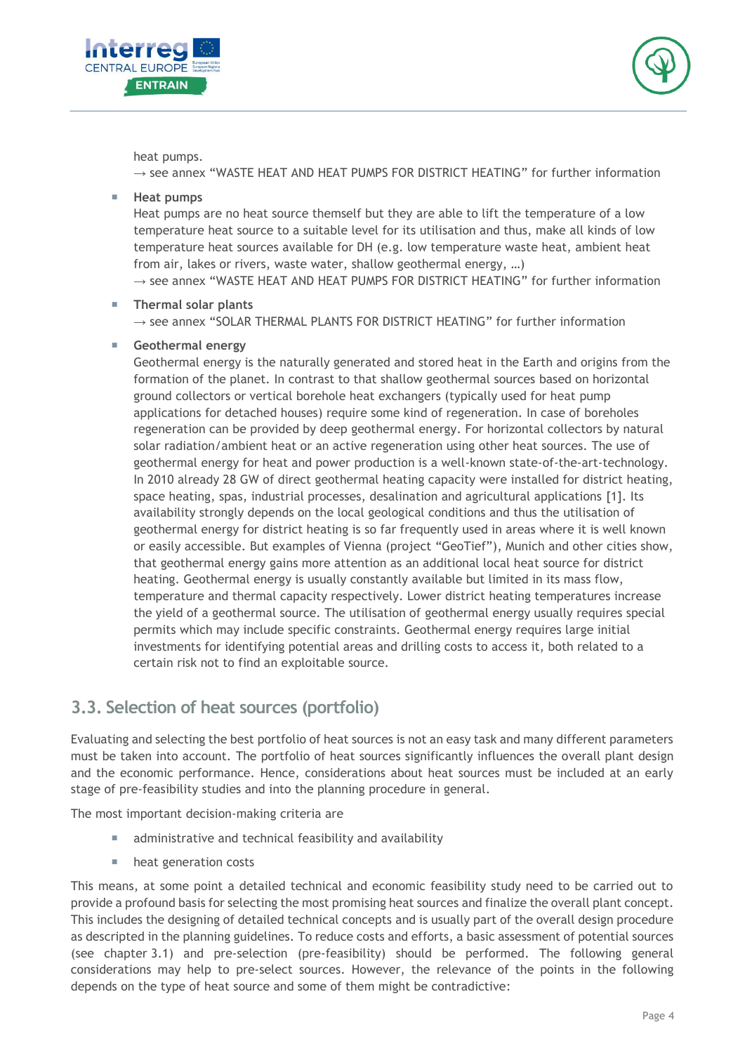heat pumps.
→ see annex "WASTE HEAT AND HEAT PUMPS FOR DISTRICT HEATING" for further information

- **Heat pumps**
  Heat pumps are no heat source themself but they are able to lift the temperature of a low temperature heat source to a suitable level for its utilisation and thus, make all kinds of low temperature heat sources available for DH (e.g. low temperature waste heat, ambient heat from air, lakes or rivers, waste water, shallow geothermal energy, …)
  → see annex "WASTE HEAT AND HEAT PUMPS FOR DISTRICT HEATING" for further information

- **Thermal solar plants**
  → see annex "SOLAR THERMAL PLANTS FOR DISTRICT HEATING" for further information

- **Geothermal energy**
  Geothermal energy is the naturally generated and stored heat in the Earth and origins from the formation of the planet. In contrast to that shallow geothermal sources based on horizontal ground collectors or vertical borehole heat exchangers (typically used for heat pump applications for detached houses) require some kind of regeneration. In case of boreholes regeneration can be provided by deep geothermal energy. For horizontal collectors by natural solar radiation/ambient heat or an active regeneration using other heat sources. The use of geothermal energy for heat and power production is a well-known state-of-the-art-technology. In 2010 already 28 GW of direct geothermal heating capacity were installed for district heating, space heating, spas, industrial processes, desalination and agricultural applications [1]. Its availability strongly depends on the local geological conditions and thus the utilisation of geothermal energy for district heating is so far frequently used in areas where it is well known or easily accessible. But examples of Vienna (project "GeoTief"), Munich and other cities show, that geothermal energy gains more attention as an additional local heat source for district heating. Geothermal energy is usually constantly available but limited in its mass flow, temperature and thermal capacity respectively. Lower district heating temperatures increase the yield of a geothermal source. The utilisation of geothermal energy usually requires special permits which may include specific constraints. Geothermal energy requires large initial investments for identifying potential areas and drilling costs to access it, both related to a certain risk not to find an exploitable source.

## 3.3. Selection of heat sources (portfolio)

Evaluating and selecting the best portfolio of heat sources is not an easy task and many different parameters must be taken into account. The portfolio of heat sources significantly influences the overall plant design and the economic performance. Hence, considerations about heat sources must be included at an early stage of pre-feasibility studies and into the planning procedure in general.

The most important decision-making criteria are

- administrative and technical feasibility and availability
- heat generation costs

This means, at some point a detailed technical and economic feasibility study need to be carried out to provide a profound basis for selecting the most promising heat sources and finalize the overall plant concept. This includes the designing of detailed technical concepts and is usually part of the overall design procedure as descripted in the planning guidelines. To reduce costs and efforts, a basic assessment of potential sources (see chapter 3.1) and pre-selection (pre-feasibility) should be performed. The following general considerations may help to pre-select sources. However, the relevance of the points in the following depends on the type of heat source and some of them might be contradictive: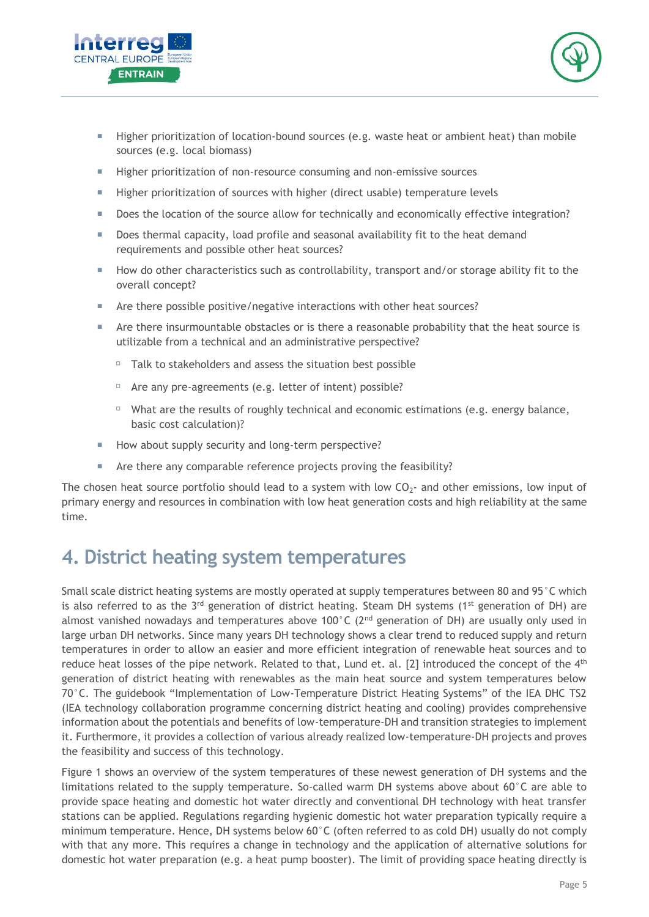- Higher prioritization of location-bound sources (e.g. waste heat or ambient heat) than mobile sources (e.g. local biomass)
- Higher prioritization of non-resource consuming and non-emissive sources
- Higher prioritization of sources with higher (direct usable) temperature levels
- Does the location of the source allow for technically and economically effective integration?
- Does thermal capacity, load profile and seasonal availability fit to the heat demand requirements and possible other heat sources?
- How do other characteristics such as controllability, transport and/or storage ability fit to the overall concept?
- Are there possible positive/negative interactions with other heat sources?
- Are there insurmountable obstacles or is there a reasonable probability that the heat source is utilizable from a technical and an administrative perspective?
  - Talk to stakeholders and assess the situation best possible
  - Are any pre-agreements (e.g. letter of intent) possible?
  - What are the results of roughly technical and economic estimations (e.g. energy balance, basic cost calculation)?
- How about supply security and long-term perspective?
- Are there any comparable reference projects proving the feasibility?

The chosen heat source portfolio should lead to a system with low $CO_2$- and other emissions, low input of primary energy and resources in combination with low heat generation costs and high reliability at the same time.

# 4. District heating system temperatures

Small scale district heating systems are mostly operated at supply temperatures between 80 and 95°C which is also referred to as the 3rd generation of district heating. Steam DH systems (1st generation of DH) are almost vanished nowadays and temperatures above 100°C (2nd generation of DH) are usually only used in large urban DH networks. Since many years DH technology shows a clear trend to reduced supply and return temperatures in order to allow an easier and more efficient integration of renewable heat sources and to reduce heat losses of the pipe network. Related to that, Lund et. al. [2] introduced the concept of the 4th generation of district heating with renewables as the main heat source and system temperatures below 70°C. The guidebook "Implementation of Low-Temperature District Heating Systems" of the IEA DHC TS2 (IEA technology collaboration programme concerning district heating and cooling) provides comprehensive information about the potentials and benefits of low-temperature-DH and transition strategies to implement it. Furthermore, it provides a collection of various already realized low-temperature-DH projects and proves the feasibility and success of this technology.

Figure 1 shows an overview of the system temperatures of these newest generation of DH systems and the limitations related to the supply temperature. So-called warm DH systems above about 60°C are able to provide space heating and domestic hot water directly and conventional DH technology with heat transfer stations can be applied. Regulations regarding hygienic domestic hot water preparation typically require a minimum temperature. Hence, DH systems below 60°C (often referred to as cold DH) usually do not comply with that any more. This requires a change in technology and the application of alternative solutions for domestic hot water preparation (e.g. a heat pump booster). The limit of providing space heating directly is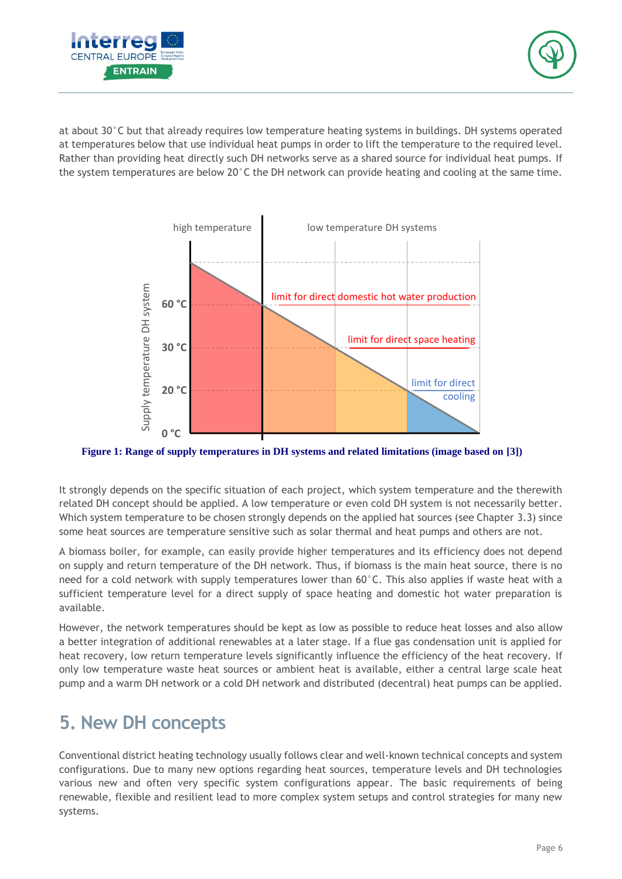at about 30°C but that already requires low temperature heating systems in buildings. DH systems operated at temperatures below that use individual heat pumps in order to lift the temperature to the required level. Rather than providing heat directly such DH networks serve as a shared source for individual heat pumps. If the system temperatures are below 20°C the DH network can provide heating and cooling at the same time.

**Figure 1: Range of supply temperatures in DH systems and related limitations (image based on [3])**

It strongly depends on the specific situation of each project, which system temperature and the therewith related DH concept should be applied. A low temperature or even cold DH system is not necessarily better. Which system temperature to be chosen strongly depends on the applied hat sources (see Chapter 3.3) since some heat sources are temperature sensitive such as solar thermal and heat pumps and others are not.

A biomass boiler, for example, can easily provide higher temperatures and its efficiency does not depend on supply and return temperature of the DH network. Thus, if biomass is the main heat source, there is no need for a cold network with supply temperatures lower than 60°C. This also applies if waste heat with a sufficient temperature level for a direct supply of space heating and domestic hot water preparation is available.

However, the network temperatures should be kept as low as possible to reduce heat losses and also allow a better integration of additional renewables at a later stage. If a flue gas condensation unit is applied for heat recovery, low return temperature levels significantly influence the efficiency of the heat recovery. If only low temperature waste heat sources or ambient heat is available, either a central large scale heat pump and a warm DH network or a cold DH network and distributed (decentral) heat pumps can be applied.

# 5. New DH concepts

Conventional district heating technology usually follows clear and well-known technical concepts and system configurations. Due to many new options regarding heat sources, temperature levels and DH technologies various new and often very specific system configurations appear. The basic requirements of being renewable, flexible and resilient lead to more complex system setups and control strategies for many new systems.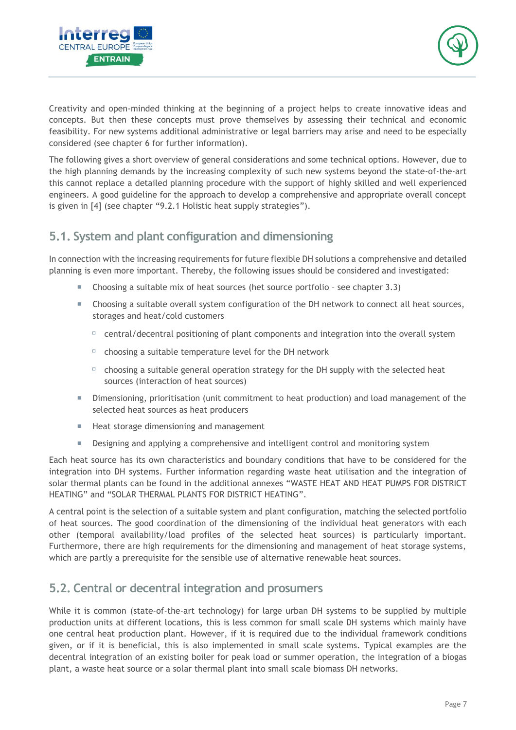Creativity and open-minded thinking at the beginning of a project helps to create innovative ideas and concepts. But then these concepts must prove themselves by assessing their technical and economic feasibility. For new systems additional administrative or legal barriers may arise and need to be especially considered (see chapter 6 for further information).

The following gives a short overview of general considerations and some technical options. However, due to the high planning demands by the increasing complexity of such new systems beyond the state-of-the-art this cannot replace a detailed planning procedure with the support of highly skilled and well experienced engineers. A good guideline for the approach to develop a comprehensive and appropriate overall concept is given in [4] (see chapter "9.2.1 Holistic heat supply strategies").

## 5.1. System and plant configuration and dimensioning

In connection with the increasing requirements for future flexible DH solutions a comprehensive and detailed planning is even more important. Thereby, the following issues should be considered and investigated:

- Choosing a suitable mix of heat sources (het source portfolio – see chapter 3.3)
- Choosing a suitable overall system configuration of the DH network to connect all heat sources, storages and heat/cold customers
  - central/decentral positioning of plant components and integration into the overall system
  - choosing a suitable temperature level for the DH network
  - choosing a suitable general operation strategy for the DH supply with the selected heat sources (interaction of heat sources)
- Dimensioning, prioritisation (unit commitment to heat production) and load management of the selected heat sources as heat producers
- Heat storage dimensioning and management
- Designing and applying a comprehensive and intelligent control and monitoring system

Each heat source has its own characteristics and boundary conditions that have to be considered for the integration into DH systems. Further information regarding waste heat utilisation and the integration of solar thermal plants can be found in the additional annexes "WASTE HEAT AND HEAT PUMPS FOR DISTRICT HEATING" and "SOLAR THERMAL PLANTS FOR DISTRICT HEATING".

A central point is the selection of a suitable system and plant configuration, matching the selected portfolio of heat sources. The good coordination of the dimensioning of the individual heat generators with each other (temporal availability/load profiles of the selected heat sources) is particularly important. Furthermore, there are high requirements for the dimensioning and management of heat storage systems, which are partly a prerequisite for the sensible use of alternative renewable heat sources.

## 5.2. Central or decentral integration and prosumers

While it is common (state-of-the-art technology) for large urban DH systems to be supplied by multiple production units at different locations, this is less common for small scale DH systems which mainly have one central heat production plant. However, if it is required due to the individual framework conditions given, or if it is beneficial, this is also implemented in small scale systems. Typical examples are the decentral integration of an existing boiler for peak load or summer operation, the integration of a biogas plant, a waste heat source or a solar thermal plant into small scale biomass DH networks.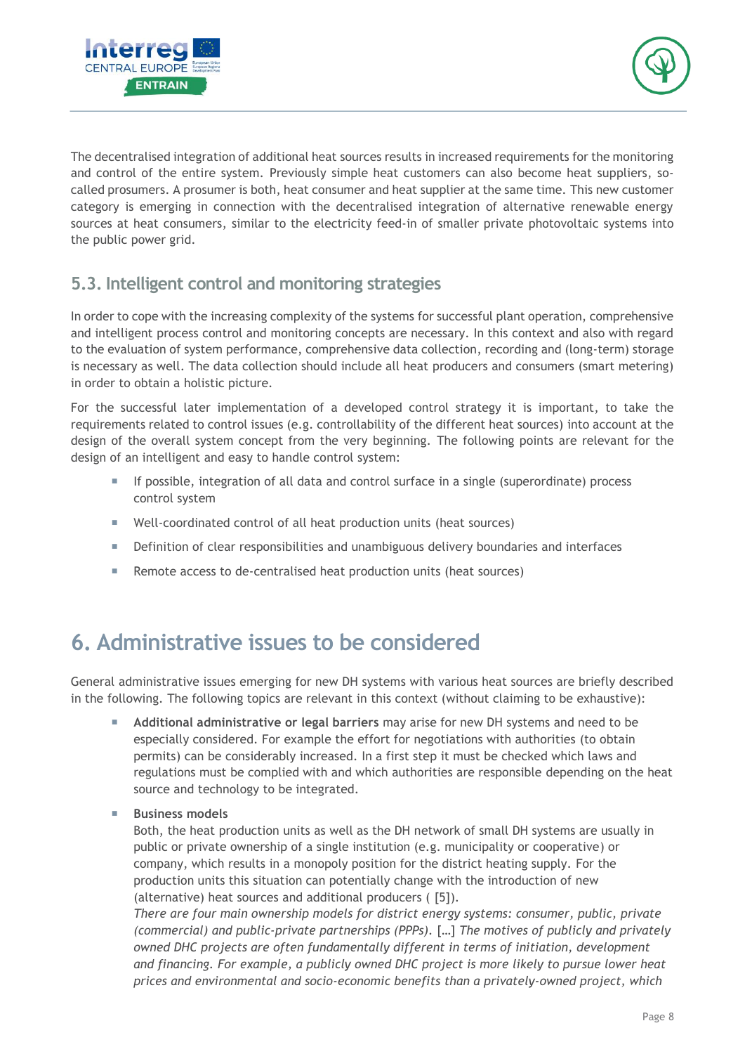The decentralised integration of additional heat sources results in increased requirements for the monitoring and control of the entire system. Previously simple heat customers can also become heat suppliers, so-called prosumers. A prosumer is both, heat consumer and heat supplier at the same time. This new customer category is emerging in connection with the decentralised integration of alternative renewable energy sources at heat consumers, similar to the electricity feed-in of smaller private photovoltaic systems into the public power grid.

## 5.3. Intelligent control and monitoring strategies

In order to cope with the increasing complexity of the systems for successful plant operation, comprehensive and intelligent process control and monitoring concepts are necessary. In this context and also with regard to the evaluation of system performance, comprehensive data collection, recording and (long-term) storage is necessary as well. The data collection should include all heat producers and consumers (smart metering) in order to obtain a holistic picture.

For the successful later implementation of a developed control strategy it is important, to take the requirements related to control issues (e.g. controllability of the different heat sources) into account at the design of the overall system concept from the very beginning. The following points are relevant for the design of an intelligent and easy to handle control system:

- If possible, integration of all data and control surface in a single (superordinate) process control system
- Well-coordinated control of all heat production units (heat sources)
- Definition of clear responsibilities and unambiguous delivery boundaries and interfaces
- Remote access to de-centralised heat production units (heat sources)

# 6. Administrative issues to be considered

General administrative issues emerging for new DH systems with various heat sources are briefly described in the following. The following topics are relevant in this context (without claiming to be exhaustive):

- **Additional administrative or legal barriers** may arise for new DH systems and need to be especially considered. For example the effort for negotiations with authorities (to obtain permits) can be considerably increased. In a first step it must be checked which laws and regulations must be complied with and which authorities are responsible depending on the heat source and technology to be integrated.
- **Business models**
  Both, the heat production units as well as the DH network of small DH systems are usually in public or private ownership of a single institution (e.g. municipality or cooperative) or company, which results in a monopoly position for the district heating supply. For the production units this situation can potentially change with the introduction of new (alternative) heat sources and additional producers ( [5]).
  *There are four main ownership models for district energy systems: consumer, public, private (commercial) and public-private partnerships (PPPs).* […] *The motives of publicly and privately owned DHC projects are often fundamentally different in terms of initiation, development and financing. For example, a publicly owned DHC project is more likely to pursue lower heat prices and environmental and socio-economic benefits than a privately-owned project, which*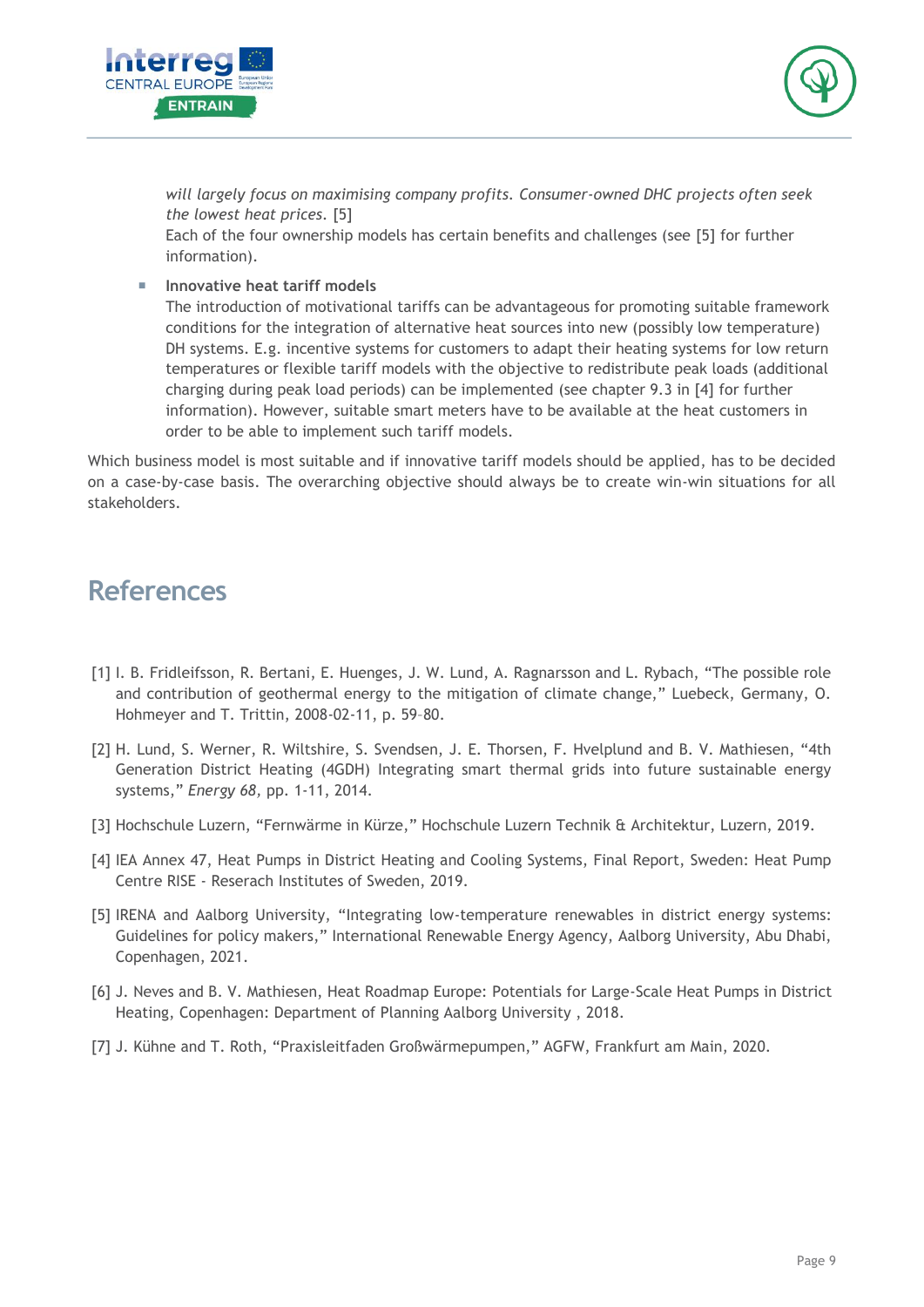*will largely focus on maximising company profits. Consumer-owned DHC projects often seek the lowest heat prices.* [5]
Each of the four ownership models has certain benefits and challenges (see [5] for further information).

- **Innovative heat tariff models**
The introduction of motivational tariffs can be advantageous for promoting suitable framework conditions for the integration of alternative heat sources into new (possibly low temperature) DH systems. E.g. incentive systems for customers to adapt their heating systems for low return temperatures or flexible tariff models with the objective to redistribute peak loads (additional charging during peak load periods) can be implemented (see chapter 9.3 in [4] for further information). However, suitable smart meters have to be available at the heat customers in order to be able to implement such tariff models.

Which business model is most suitable and if innovative tariff models should be applied, has to be decided on a case-by-case basis. The overarching objective should always be to create win-win situations for all stakeholders.

# References

[1] I. B. Fridleifsson, R. Bertani, E. Huenges, J. W. Lund, A. Ragnarsson and L. Rybach, "The possible role and contribution of geothermal energy to the mitigation of climate change," Luebeck, Germany, O. Hohmeyer and T. Trittin, 2008-02-11, p. 59–80.

[2] H. Lund, S. Werner, R. Wiltshire, S. Svendsen, J. E. Thorsen, F. Hvelplund and B. V. Mathiesen, "4th Generation District Heating (4GDH) Integrating smart thermal grids into future sustainable energy systems," *Energy 68*, pp. 1-11, 2014.

[3] Hochschule Luzern, "Fernwärme in Kürze," Hochschule Luzern Technik & Architektur, Luzern, 2019.

[4] IEA Annex 47, Heat Pumps in District Heating and Cooling Systems, Final Report, Sweden: Heat Pump Centre RISE - Reserach Institutes of Sweden, 2019.

[5] IRENA and Aalborg University, "Integrating low-temperature renewables in district energy systems: Guidelines for policy makers," International Renewable Energy Agency, Aalborg University, Abu Dhabi, Copenhagen, 2021.

[6] J. Neves and B. V. Mathiesen, Heat Roadmap Europe: Potentials for Large-Scale Heat Pumps in District Heating, Copenhagen: Department of Planning Aalborg University , 2018.

[7] J. Kühne and T. Roth, "Praxisleitfaden Großwärmepumpen," AGFW, Frankfurt am Main, 2020.